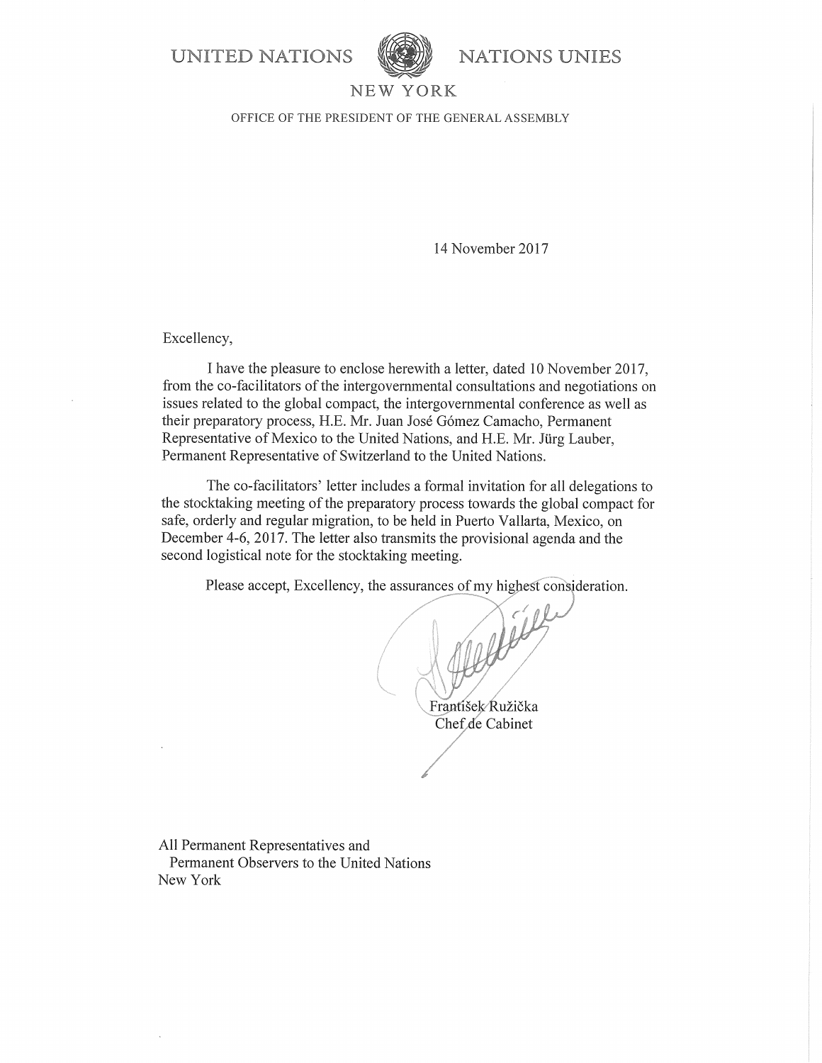UNITED NATIONS NATIONS UNIES

NEW YORK

OFFICE OF THE PRESIDENT OF THE GENERAL ASSEMBLY

14 November 2017

Excellency,

I have the pleasure to enclose herewith a letter, dated 10 November 2017, from the co-facilitators of the intergovernmental consultations and negotiations on issues related to the global compact, the intergovernmental conference as well as their preparatory process, H.E. Mr. Juan José Gómez Camacho, Permanent Representative of Mexico to the United Nations, and H.E. Mr. Jürg Lauber, Permanent Representative of Switzerland to the United Nations.

The co-facilitators' letter includes a formal invitation for all delegations to the stocktaking meeting of the preparatory process towards the global compact for safe, orderly and regular migration, to be held in Puerto Vallarta, Mexico, on December 4-6, 2017. The letter also transmits the provisional agenda and the second logistical note for the stocktaking meeting.

Please accept, Excellency, the assurances of my highest consideration.

František Ružička
Chef de Cabinet

All Permanent Representatives and
Permanent Observers to the United Nations
New York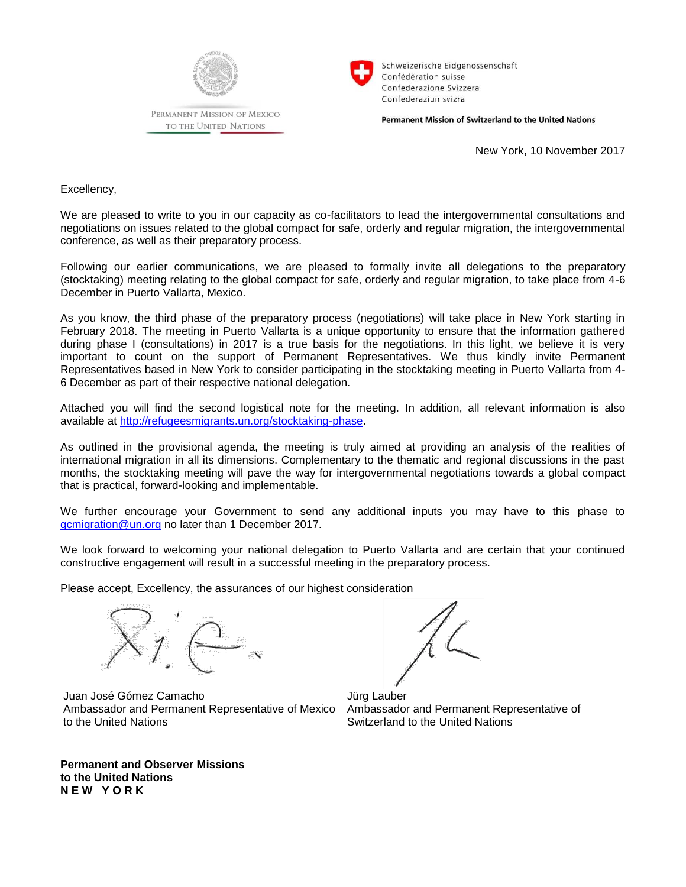PERMANENT MISSION OF MEXICO
TO THE UNITED NATIONS

Schweizerische Eidgenossenschaft
Confédération suisse
Confederazione Svizzera
Confederaziun svizra

**Permanent Mission of Switzerland to the United Nations**

New York, 10 November 2017

Excellency,

We are pleased to write to you in our capacity as co-facilitators to lead the intergovernmental consultations and negotiations on issues related to the global compact for safe, orderly and regular migration, the intergovernmental conference, as well as their preparatory process.

Following our earlier communications, we are pleased to formally invite all delegations to the preparatory (stocktaking) meeting relating to the global compact for safe, orderly and regular migration, to take place from 4-6 December in Puerto Vallarta, Mexico.

As you know, the third phase of the preparatory process (negotiations) will take place in New York starting in February 2018. The meeting in Puerto Vallarta is a unique opportunity to ensure that the information gathered during phase I (consultations) in 2017 is a true basis for the negotiations. In this light, we believe it is very important to count on the support of Permanent Representatives. We thus kindly invite Permanent Representatives based in New York to consider participating in the stocktaking meeting in Puerto Vallarta from 4-6 December as part of their respective national delegation.

Attached you will find the second logistical note for the meeting. In addition, all relevant information is also available at http://refugeesmigrants.un.org/stocktaking-phase.

As outlined in the provisional agenda, the meeting is truly aimed at providing an analysis of the realities of international migration in all its dimensions. Complementary to the thematic and regional discussions in the past months, the stocktaking meeting will pave the way for intergovernmental negotiations towards a global compact that is practical, forward-looking and implementable.

We further encourage your Government to send any additional inputs you may have to this phase to gcmigration@un.org no later than 1 December 2017.

We look forward to welcoming your national delegation to Puerto Vallarta and are certain that your continued constructive engagement will result in a successful meeting in the preparatory process.

Please accept, Excellency, the assurances of our highest consideration

Juan José Gómez Camacho
Ambassador and Permanent Representative of Mexico to the United Nations

Jürg Lauber
Ambassador and Permanent Representative of Switzerland to the United Nations

**Permanent and Observer Missions**
**to the United Nations**
**N E W   Y O R K**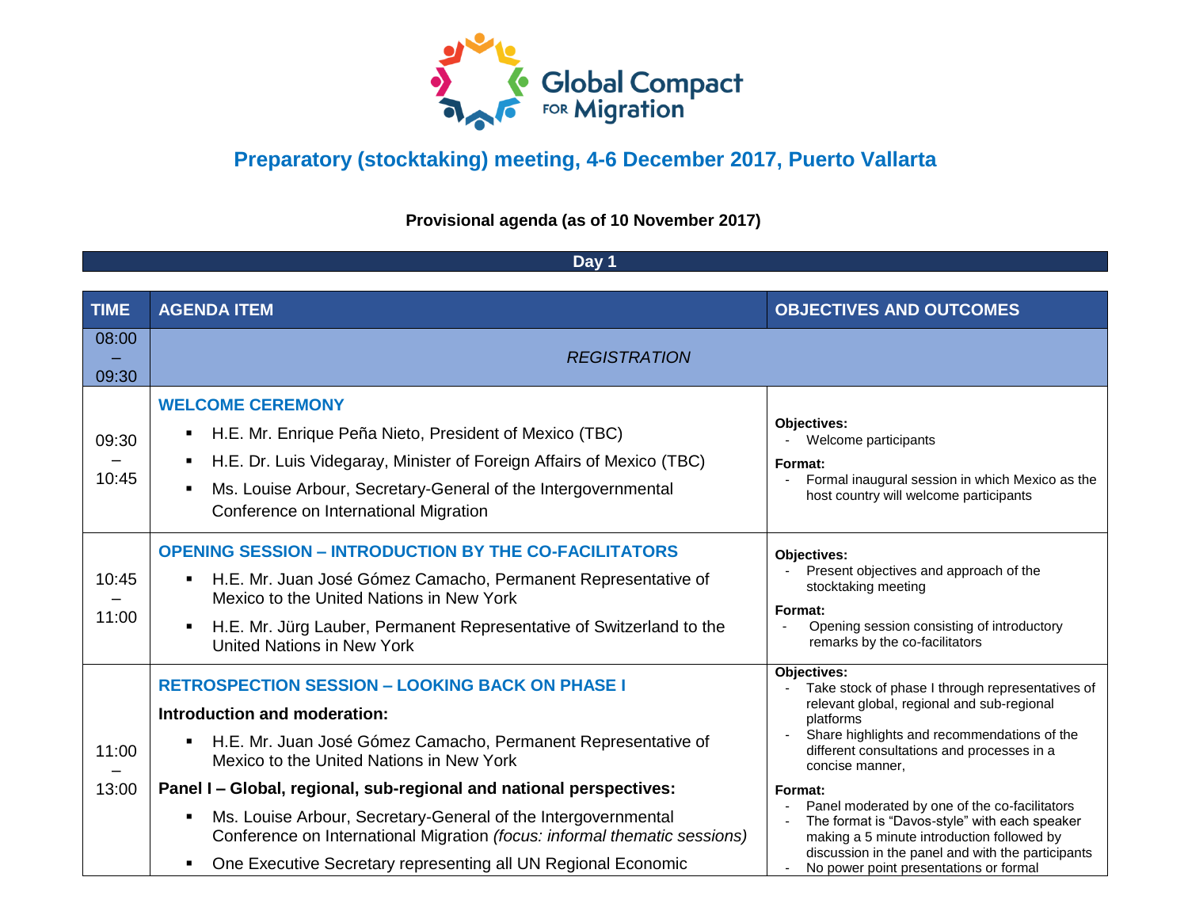# Preparatory (stocktaking) meeting, 4-6 December 2017, Puerto Vallarta

**Provisional agenda (as of 10 November 2017)**

## Day 1

| TIME | AGENDA ITEM | OBJECTIVES AND OUTCOMES |
|---|---|---|
| 08:00 – 09:30 | *REGISTRATION* | |
| 09:30 – 10:45 | **WELCOME CEREMONY**<br>▪ H.E. Mr. Enrique Peña Nieto, President of Mexico (TBC)<br>▪ H.E. Dr. Luis Videgaray, Minister of Foreign Affairs of Mexico (TBC)<br>▪ Ms. Louise Arbour, Secretary-General of the Intergovernmental Conference on International Migration | **Objectives:**<br>- Welcome participants<br>**Format:**<br>- Formal inaugural session in which Mexico as the host country will welcome participants |
| 10:45 – 11:00 | **OPENING SESSION – INTRODUCTION BY THE CO-FACILITATORS**<br>▪ H.E. Mr. Juan José Gómez Camacho, Permanent Representative of Mexico to the United Nations in New York<br>▪ H.E. Mr. Jürg Lauber, Permanent Representative of Switzerland to the United Nations in New York | **Objectives:**<br>- Present objectives and approach of the stocktaking meeting<br>**Format:**<br>- Opening session consisting of introductory remarks by the co-facilitators |
| 11:00 – 13:00 | **RETROSPECTION SESSION – LOOKING BACK ON PHASE I**<br>**Introduction and moderation:**<br>▪ H.E. Mr. Juan José Gómez Camacho, Permanent Representative of Mexico to the United Nations in New York<br>**Panel I – Global, regional, sub-regional and national perspectives:**<br>▪ Ms. Louise Arbour, Secretary-General of the Intergovernmental Conference on International Migration *(focus: informal thematic sessions)*<br>▪ One Executive Secretary representing all UN Regional Economic | **Objectives:**<br>- Take stock of phase I through representatives of relevant global, regional and sub-regional platforms<br>- Share highlights and recommendations of the different consultations and processes in a concise manner,<br>**Format:**<br>- Panel moderated by one of the co-facilitators<br>- The format is "Davos-style" with each speaker making a 5 minute introduction followed by discussion in the panel and with the participants<br>- No power point presentations or formal |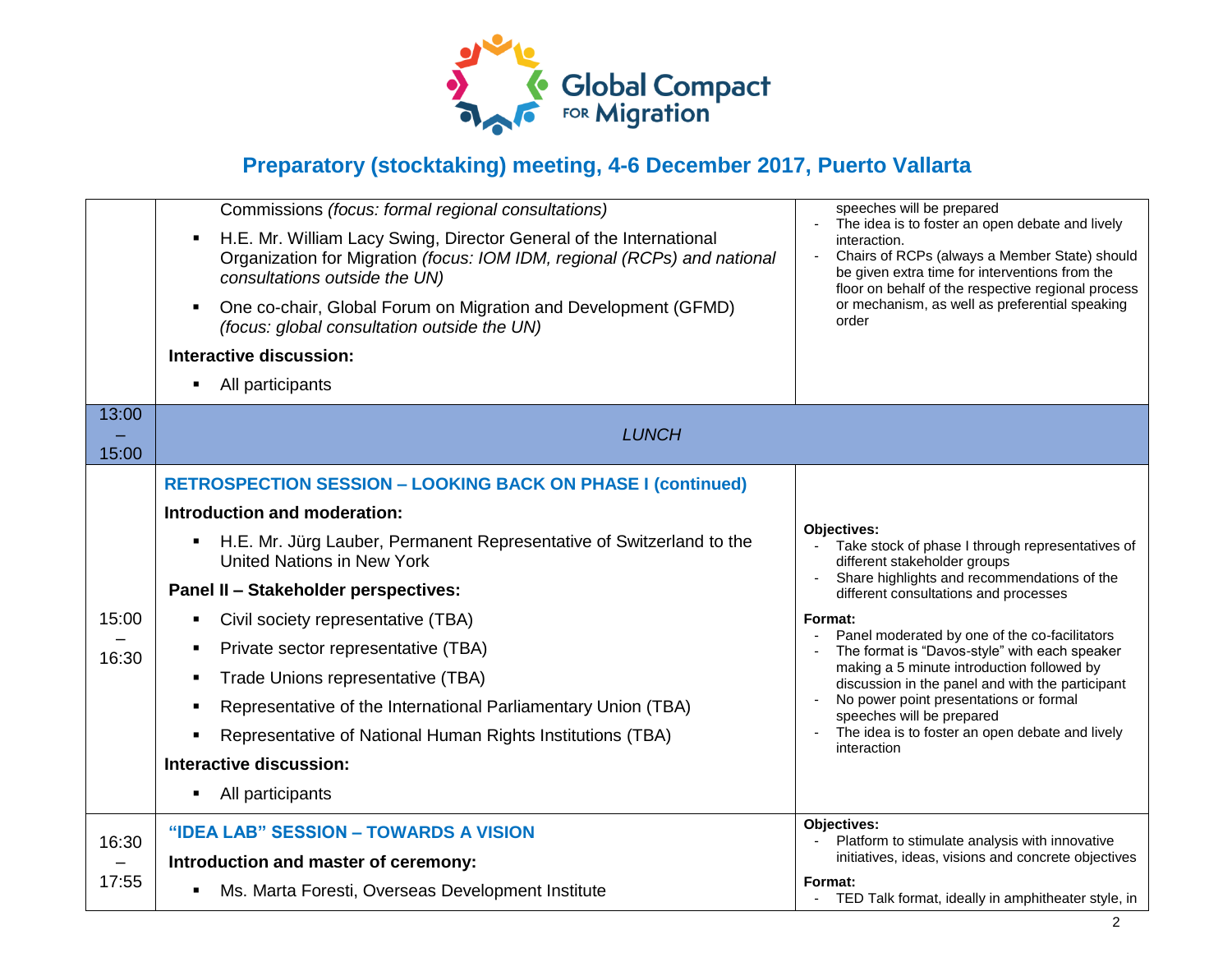# Preparatory (stocktaking) meeting, 4-6 December 2017, Puerto Vallarta

| | | |
|---|---|---|
| | Commissions *(focus: formal regional consultations)*<br>▪ H.E. Mr. William Lacy Swing, Director General of the International Organization for Migration *(focus: IOM IDM, regional (RCPs) and national consultations outside the UN)*<br>▪ One co-chair, Global Forum on Migration and Development (GFMD) *(focus: global consultation outside the UN)*<br>**Interactive discussion:**<br>▪ All participants | speeches will be prepared<br>- The idea is to foster an open debate and lively interaction.<br>- Chairs of RCPs (always a Member State) should be given extra time for interventions from the floor on behalf of the respective regional process or mechanism, as well as preferential speaking order |
| 13:00 – 15:00 | *LUNCH* | |
| 15:00 – 16:30 | **RETROSPECTION SESSION – LOOKING BACK ON PHASE I (continued)**<br>**Introduction and moderation:**<br>▪ H.E. Mr. Jürg Lauber, Permanent Representative of Switzerland to the United Nations in New York<br>**Panel II – Stakeholder perspectives:**<br>▪ Civil society representative (TBA)<br>▪ Private sector representative (TBA)<br>▪ Trade Unions representative (TBA)<br>▪ Representative of the International Parliamentary Union (TBA)<br>▪ Representative of National Human Rights Institutions (TBA)<br>**Interactive discussion:**<br>▪ All participants | **Objectives:**<br>- Take stock of phase I through representatives of different stakeholder groups<br>- Share highlights and recommendations of the different consultations and processes<br>**Format:**<br>- Panel moderated by one of the co-facilitators<br>- The format is "Davos-style" with each speaker making a 5 minute introduction followed by discussion in the panel and with the participant<br>- No power point presentations or formal speeches will be prepared<br>- The idea is to foster an open debate and lively interaction |
| 16:30 – 17:55 | **"IDEA LAB" SESSION – TOWARDS A VISION**<br>**Introduction and master of ceremony:**<br>▪ Ms. Marta Foresti, Overseas Development Institute | **Objectives:**<br>- Platform to stimulate analysis with innovative initiatives, ideas, visions and concrete objectives<br>**Format:**<br>- TED Talk format, ideally in amphitheater style, in |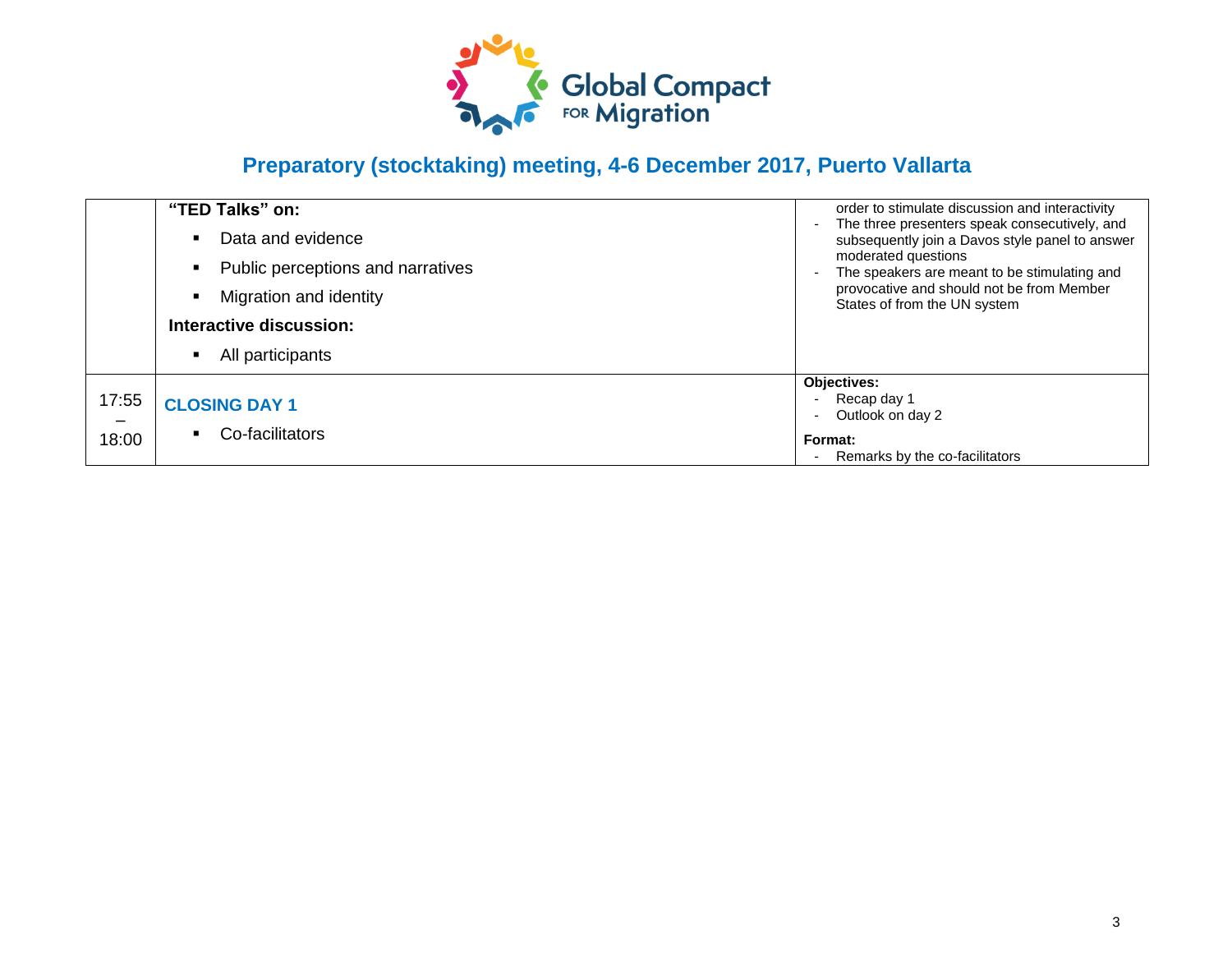## Preparatory (stocktaking) meeting, 4-6 December 2017, Puerto Vallarta

| | | |
|---|---|---|
| | **"TED Talks" on:**<br>▪ Data and evidence<br>▪ Public perceptions and narratives<br>▪ Migration and identity<br>**Interactive discussion:**<br>▪ All participants | order to stimulate discussion and interactivity<br>- The three presenters speak consecutively, and subsequently join a Davos style panel to answer moderated questions<br>- The speakers are meant to be stimulating and provocative and should not be from Member States of from the UN system |
| 17:55 – 18:00 | **CLOSING DAY 1**<br>▪ Co-facilitators | **Objectives:**<br>- Recap day 1<br>- Outlook on day 2<br>**Format:**<br>- Remarks by the co-facilitators |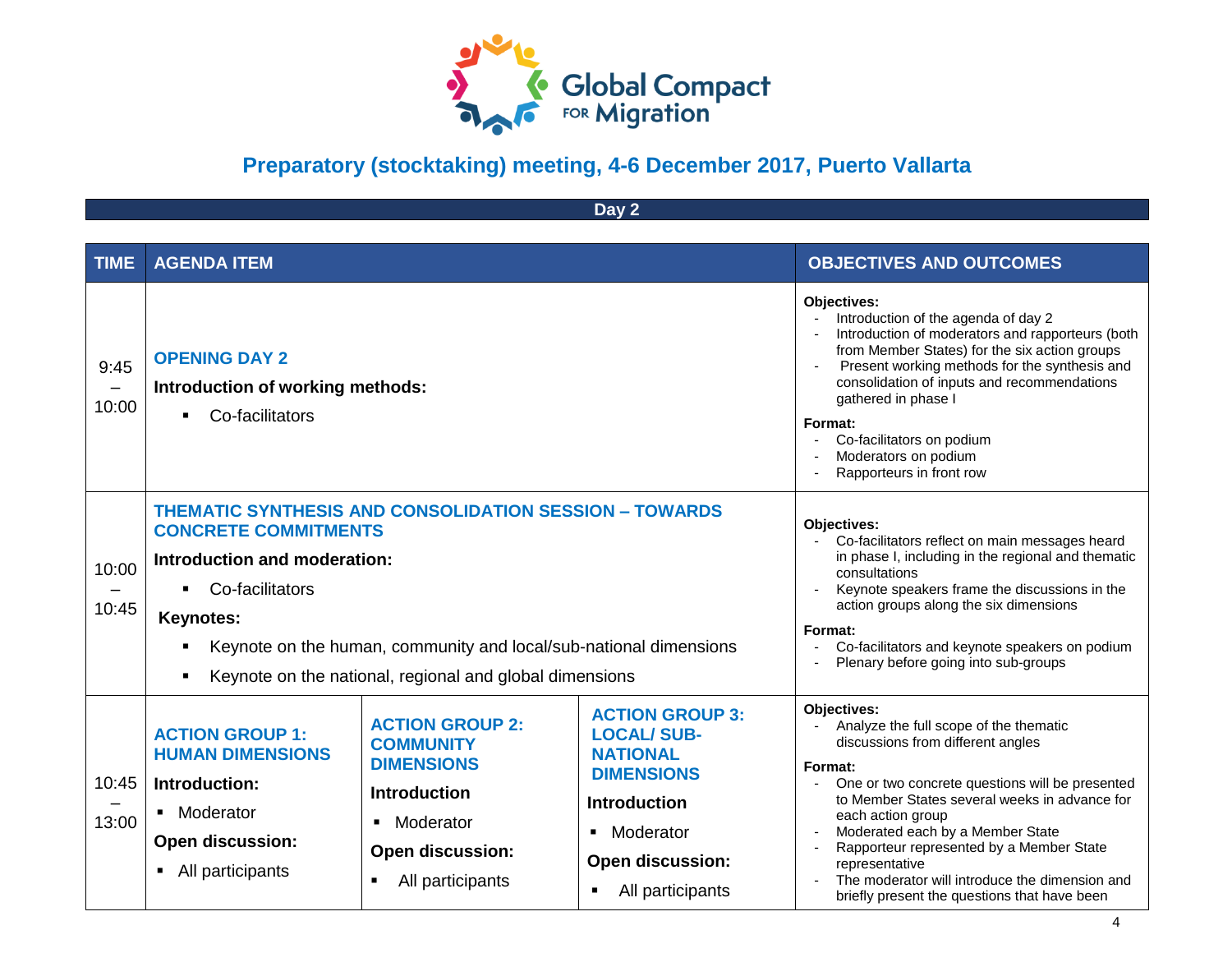Global Compact FOR Migration

## Preparatory (stocktaking) meeting, 4-6 December 2017, Puerto Vallarta

### Day 2

| TIME | AGENDA ITEM | | | OBJECTIVES AND OUTCOMES |
|---|---|---|---|---|
| 9:45 – 10:00 | **OPENING DAY 2**<br>**Introduction of working methods:**<br>▪ Co-facilitators | | | **Objectives:**<br>- Introduction of the agenda of day 2<br>- Introduction of moderators and rapporteurs (both from Member States) for the six action groups<br>- Present working methods for the synthesis and consolidation of inputs and recommendations gathered in phase I<br>**Format:**<br>- Co-facilitators on podium<br>- Moderators on podium<br>- Rapporteurs in front row |
| 10:00 – 10:45 | **THEMATIC SYNTHESIS AND CONSOLIDATION SESSION – TOWARDS CONCRETE COMMITMENTS**<br>**Introduction and moderation:**<br>▪ Co-facilitators<br>**Keynotes:**<br>▪ Keynote on the human, community and local/sub-national dimensions<br>▪ Keynote on the national, regional and global dimensions | | | **Objectives:**<br>- Co-facilitators reflect on main messages heard in phase I, including in the regional and thematic consultations<br>- Keynote speakers frame the discussions in the action groups along the six dimensions<br>**Format:**<br>- Co-facilitators and keynote speakers on podium<br>- Plenary before going into sub-groups |
| 10:45 – 13:00 | **ACTION GROUP 1: HUMAN DIMENSIONS**<br>**Introduction:**<br>▪ Moderator<br>**Open discussion:**<br>▪ All participants | **ACTION GROUP 2: COMMUNITY DIMENSIONS**<br>**Introduction**<br>▪ Moderator<br>**Open discussion:**<br>▪ All participants | **ACTION GROUP 3: LOCAL/ SUB-NATIONAL DIMENSIONS**<br>**Introduction**<br>▪ Moderator<br>**Open discussion:**<br>▪ All participants | **Objectives:**<br>- Analyze the full scope of the thematic discussions from different angles<br>**Format:**<br>- One or two concrete questions will be presented to Member States several weeks in advance for each action group<br>- Moderated each by a Member State<br>- Rapporteur represented by a Member State representative<br>- The moderator will introduce the dimension and briefly present the questions that have been |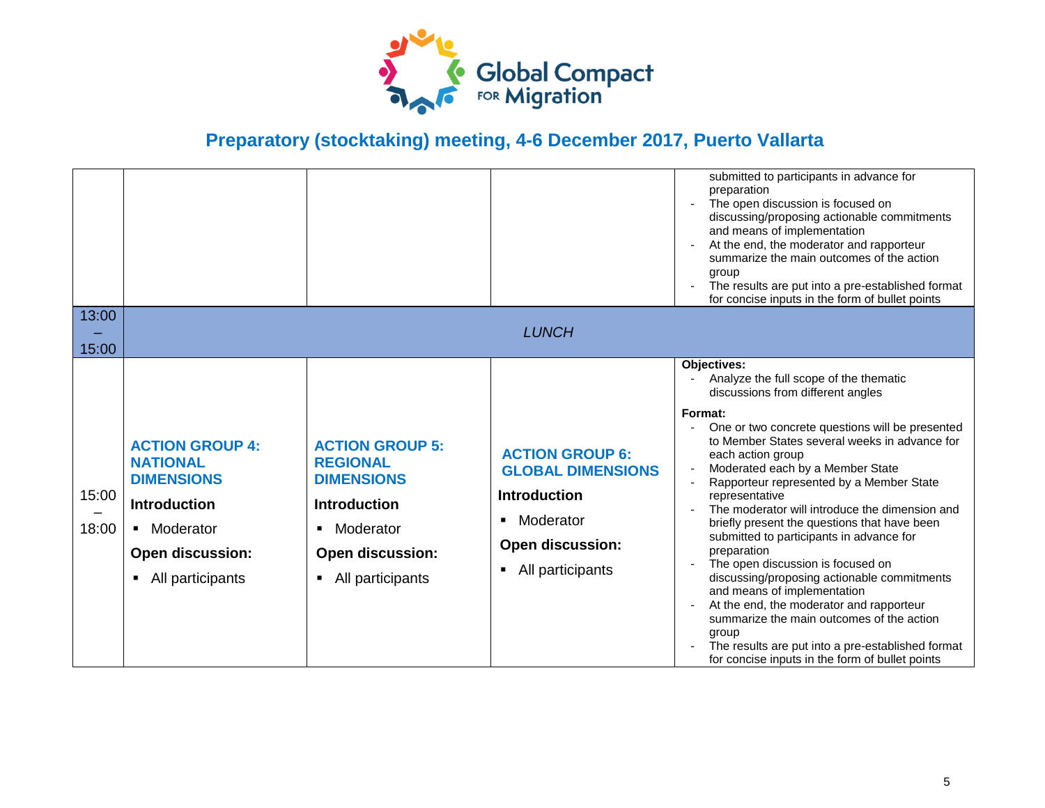# Preparatory (stocktaking) meeting, 4-6 December 2017, Puerto Vallarta

| | | | | |
|---|---|---|---|---|
| | | | | submitted to participants in advance for preparation<br>- The open discussion is focused on discussing/proposing actionable commitments and means of implementation<br>- At the end, the moderator and rapporteur summarize the main outcomes of the action group<br>- The results are put into a pre-established format for concise inputs in the form of bullet points |
| 13:00 – 15:00 | *LUNCH* | | | |
| 15:00 – 18:00 | **ACTION GROUP 4: NATIONAL DIMENSIONS**<br>**Introduction**<br>▪ Moderator<br>**Open discussion:**<br>▪ All participants | **ACTION GROUP 5: REGIONAL DIMENSIONS**<br>**Introduction**<br>▪ Moderator<br>**Open discussion:**<br>▪ All participants | **ACTION GROUP 6: GLOBAL DIMENSIONS**<br>**Introduction**<br>▪ Moderator<br>**Open discussion:**<br>▪ All participants | **Objectives:**<br>- Analyze the full scope of the thematic discussions from different angles<br>**Format:**<br>- One or two concrete questions will be presented to Member States several weeks in advance for each action group<br>- Moderated each by a Member State<br>- Rapporteur represented by a Member State representative<br>- The moderator will introduce the dimension and briefly present the questions that have been submitted to participants in advance for preparation<br>- The open discussion is focused on discussing/proposing actionable commitments and means of implementation<br>- At the end, the moderator and rapporteur summarize the main outcomes of the action group<br>- The results are put into a pre-established format for concise inputs in the form of bullet points |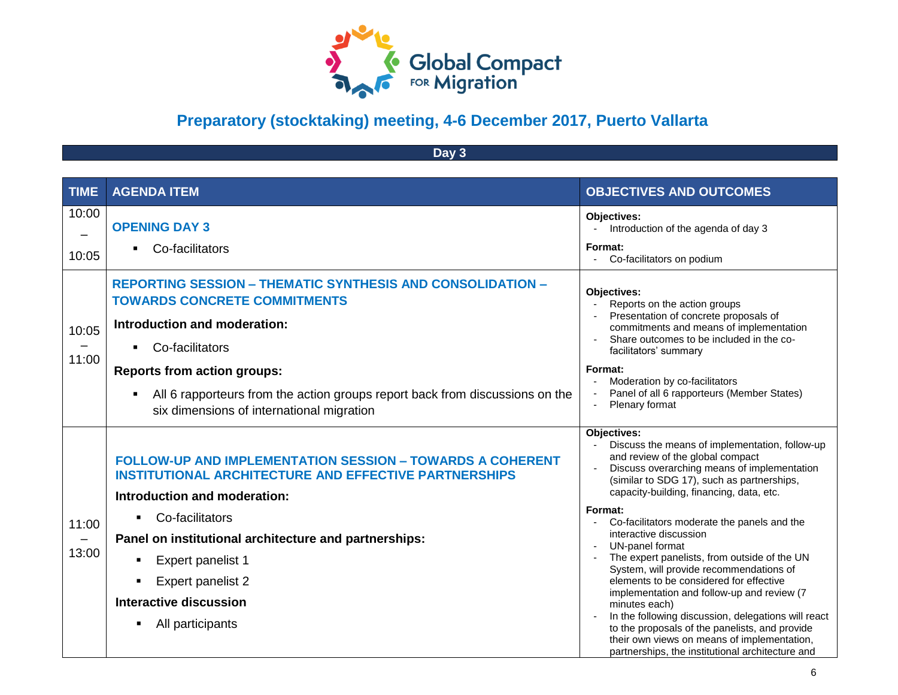# Preparatory (stocktaking) meeting, 4-6 December 2017, Puerto Vallarta

## Day 3

| TIME | AGENDA ITEM | OBJECTIVES AND OUTCOMES |
|---|---|---|
| 10:00 – 10:05 | **OPENING DAY 3**<br>▪ Co-facilitators | **Objectives:**<br>- Introduction of the agenda of day 3<br>**Format:**<br>- Co-facilitators on podium |
| 10:05 – 11:00 | **REPORTING SESSION – THEMATIC SYNTHESIS AND CONSOLIDATION – TOWARDS CONCRETE COMMITMENTS**<br>**Introduction and moderation:**<br>▪ Co-facilitators<br>**Reports from action groups:**<br>▪ All 6 rapporteurs from the action groups report back from discussions on the six dimensions of international migration | **Objectives:**<br>- Reports on the action groups<br>- Presentation of concrete proposals of commitments and means of implementation<br>- Share outcomes to be included in the co-facilitators' summary<br>**Format:**<br>- Moderation by co-facilitators<br>- Panel of all 6 rapporteurs (Member States)<br>- Plenary format |
| 11:00 – 13:00 | **FOLLOW-UP AND IMPLEMENTATION SESSION – TOWARDS A COHERENT INSTITUTIONAL ARCHITECTURE AND EFFECTIVE PARTNERSHIPS**<br>**Introduction and moderation:**<br>▪ Co-facilitators<br>**Panel on institutional architecture and partnerships:**<br>▪ Expert panelist 1<br>▪ Expert panelist 2<br>**Interactive discussion**<br>▪ All participants | **Objectives:**<br>- Discuss the means of implementation, follow-up and review of the global compact<br>- Discuss overarching means of implementation (similar to SDG 17), such as partnerships, capacity-building, financing, data, etc.<br>**Format:**<br>- Co-facilitators moderate the panels and the interactive discussion<br>- UN-panel format<br>- The expert panelists, from outside of the UN System, will provide recommendations of elements to be considered for effective implementation and follow-up and review (7 minutes each)<br>- In the following discussion, delegations will react to the proposals of the panelists, and provide their own views on means of implementation, partnerships, the institutional architecture and |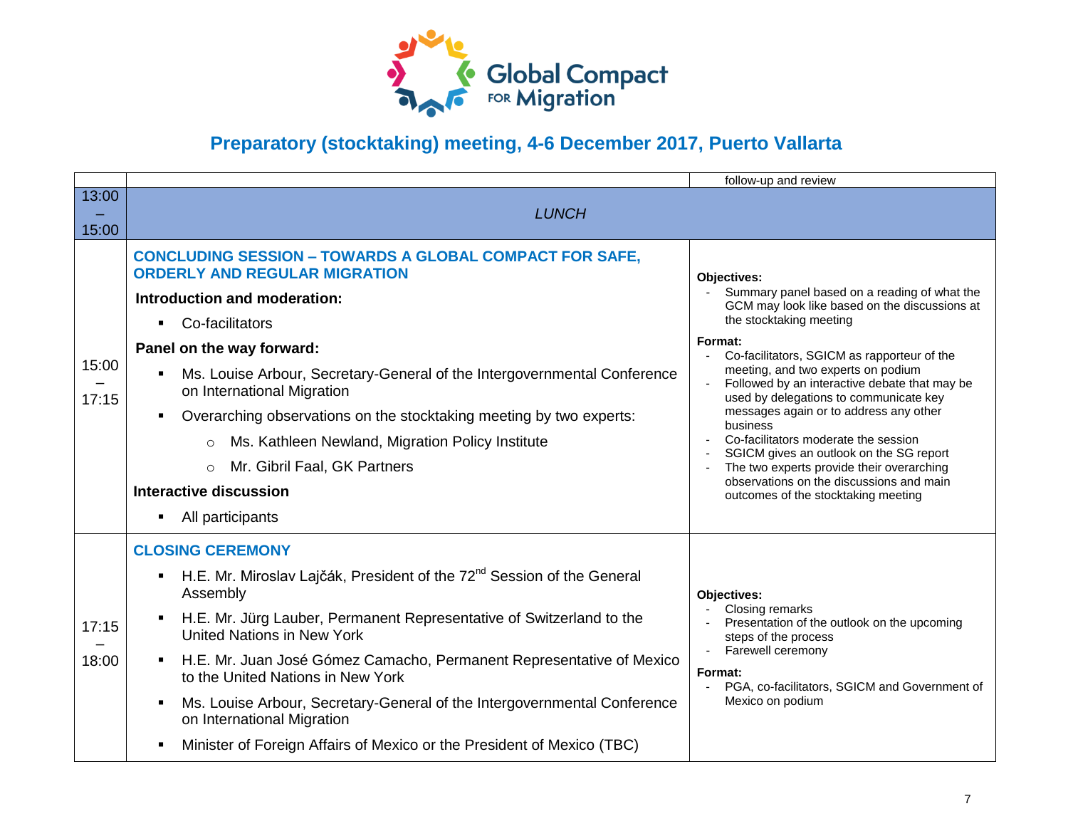# Global Compact FOR Migration

## Preparatory (stocktaking) meeting, 4-6 December 2017, Puerto Vallarta

| | | |
|---|---|---|
| | | follow-up and review |
| 13:00 – 15:00 | *LUNCH* | |
| 15:00 – 17:15 | **CONCLUDING SESSION – TOWARDS A GLOBAL COMPACT FOR SAFE, ORDERLY AND REGULAR MIGRATION**<br><br>**Introduction and moderation:**<br>▪ Co-facilitators<br><br>**Panel on the way forward:**<br>▪ Ms. Louise Arbour, Secretary-General of the Intergovernmental Conference on International Migration<br>▪ Overarching observations on the stocktaking meeting by two experts:<br>○ Ms. Kathleen Newland, Migration Policy Institute<br>○ Mr. Gibril Faal, GK Partners<br><br>**Interactive discussion**<br>▪ All participants | **Objectives:**<br>- Summary panel based on a reading of what the GCM may look like based on the discussions at the stocktaking meeting<br><br>**Format:**<br>- Co-facilitators, SGICM as rapporteur of the meeting, and two experts on podium<br>- Followed by an interactive debate that may be used by delegations to communicate key messages again or to address any other business<br>- Co-facilitators moderate the session<br>- SGICM gives an outlook on the SG report<br>- The two experts provide their overarching observations on the discussions and main outcomes of the stocktaking meeting |
| 17:15 – 18:00 | **CLOSING CEREMONY**<br>▪ H.E. Mr. Miroslav Lajčák, President of the 72nd Session of the General Assembly<br>▪ H.E. Mr. Jürg Lauber, Permanent Representative of Switzerland to the United Nations in New York<br>▪ H.E. Mr. Juan José Gómez Camacho, Permanent Representative of Mexico to the United Nations in New York<br>▪ Ms. Louise Arbour, Secretary-General of the Intergovernmental Conference on International Migration<br>▪ Minister of Foreign Affairs of Mexico or the President of Mexico (TBC) | **Objectives:**<br>- Closing remarks<br>- Presentation of the outlook on the upcoming steps of the process<br>- Farewell ceremony<br><br>**Format:**<br>- PGA, co-facilitators, SGICM and Government of Mexico on podium |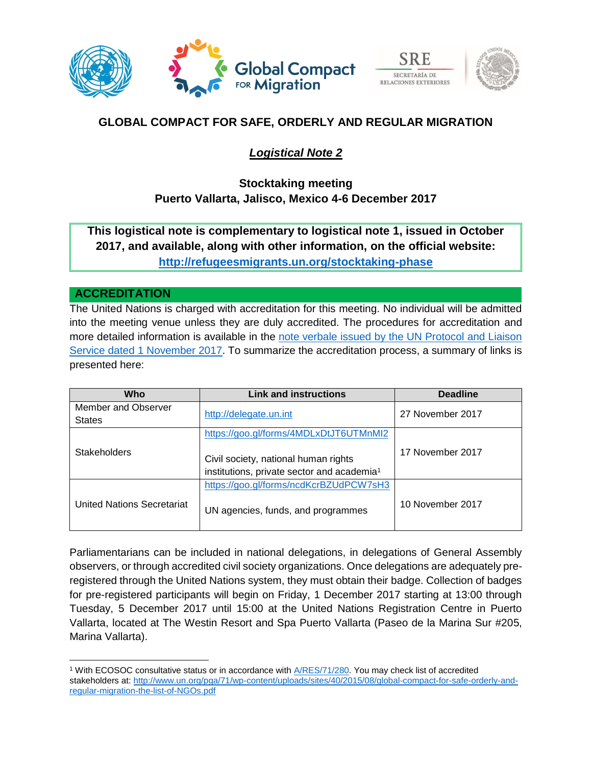# GLOBAL COMPACT FOR SAFE, ORDERLY AND REGULAR MIGRATION

## ***Logistical Note 2***

### Stocktaking meeting
### Puerto Vallarta, Jalisco, Mexico 4-6 December 2017

**This logistical note is complementary to logistical note 1, issued in October 2017, and available, along with other information, on the official website: http://refugeesmigrants.un.org/stocktaking-phase**

## ACCREDITATION

The United Nations is charged with accreditation for this meeting. No individual will be admitted into the meeting venue unless they are duly accredited. The procedures for accreditation and more detailed information is available in the note verbale issued by the UN Protocol and Liaison Service dated 1 November 2017. To summarize the accreditation process, a summary of links is presented here:

| Who | Link and instructions | Deadline |
|---|---|---|
| Member and Observer States | http://delegate.un.int | 27 November 2017 |
| Stakeholders | https://goo.gl/forms/4MDLxDtJT6UTMnMI2<br><br>Civil society, national human rights institutions, private sector and academia[1] | 17 November 2017 |
| United Nations Secretariat | https://goo.gl/forms/ncdKcrBZUdPCW7sH3<br><br>UN agencies, funds, and programmes | 10 November 2017 |

Parliamentarians can be included in national delegations, in delegations of General Assembly observers, or through accredited civil society organizations. Once delegations are adequately pre-registered through the United Nations system, they must obtain their badge. Collection of badges for pre-registered participants will begin on Friday, 1 December 2017 starting at 13:00 through Tuesday, 5 December 2017 until 15:00 at the United Nations Registration Centre in Puerto Vallarta, located at The Westin Resort and Spa Puerto Vallarta (Paseo de la Marina Sur #205, Marina Vallarta).

[1] With ECOSOC consultative status or in accordance with A/RES/71/280. You may check list of accredited stakeholders at: http://www.un.org/pga/71/wp-content/uploads/sites/40/2015/08/global-compact-for-safe-orderly-and-regular-migration-the-list-of-NGOs.pdf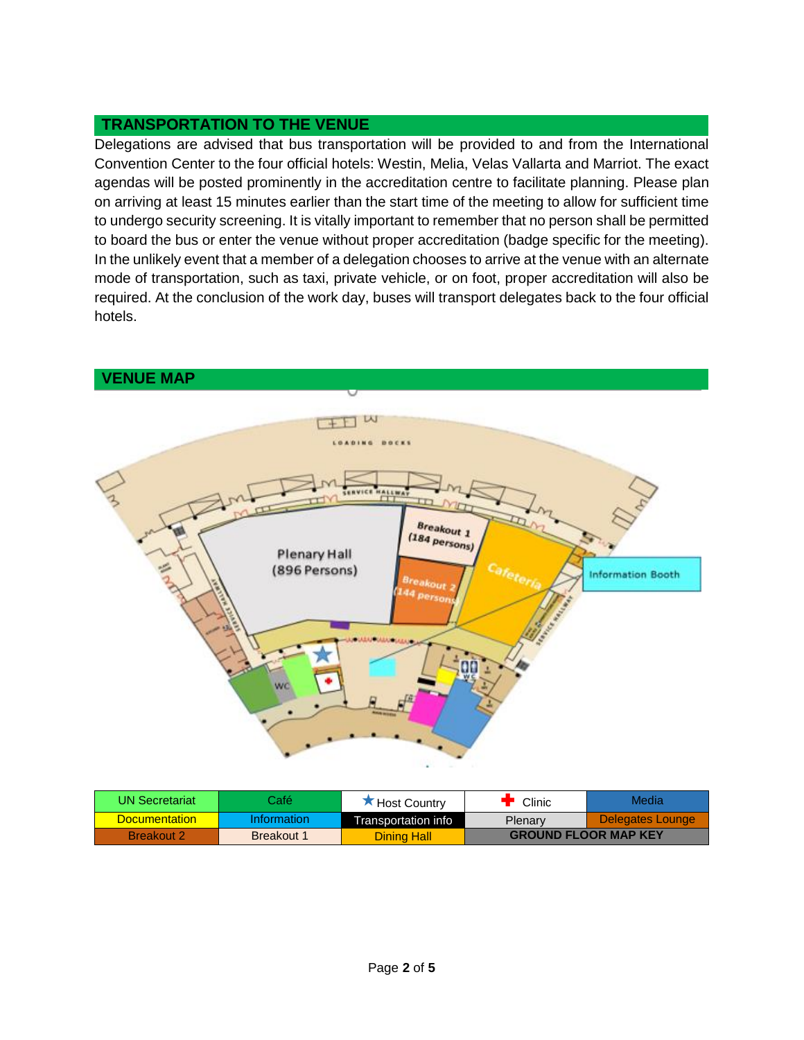## TRANSPORTATION TO THE VENUE

Delegations are advised that bus transportation will be provided to and from the International Convention Center to the four official hotels: Westin, Melia, Velas Vallarta and Marriot. The exact agendas will be posted prominently in the accreditation centre to facilitate planning. Please plan on arriving at least 15 minutes earlier than the start time of the meeting to allow for sufficient time to undergo security screening. It is vitally important to remember that no person shall be permitted to board the bus or enter the venue without proper accreditation (badge specific for the meeting). In the unlikely event that a member of a delegation chooses to arrive at the venue with an alternate mode of transportation, such as taxi, private vehicle, or on foot, proper accreditation will also be required. At the conclusion of the work day, buses will transport delegates back to the four official hotels.

## VENUE MAP

| UN Secretariat | Café | Host Country | Clinic | Media |
|---|---|---|---|---|
| Documentation | Information | Transportation info | Plenary | Delegates Lounge |
| Breakout 2 | Breakout 1 | Dining Hall | GROUND FLOOR MAP KEY | |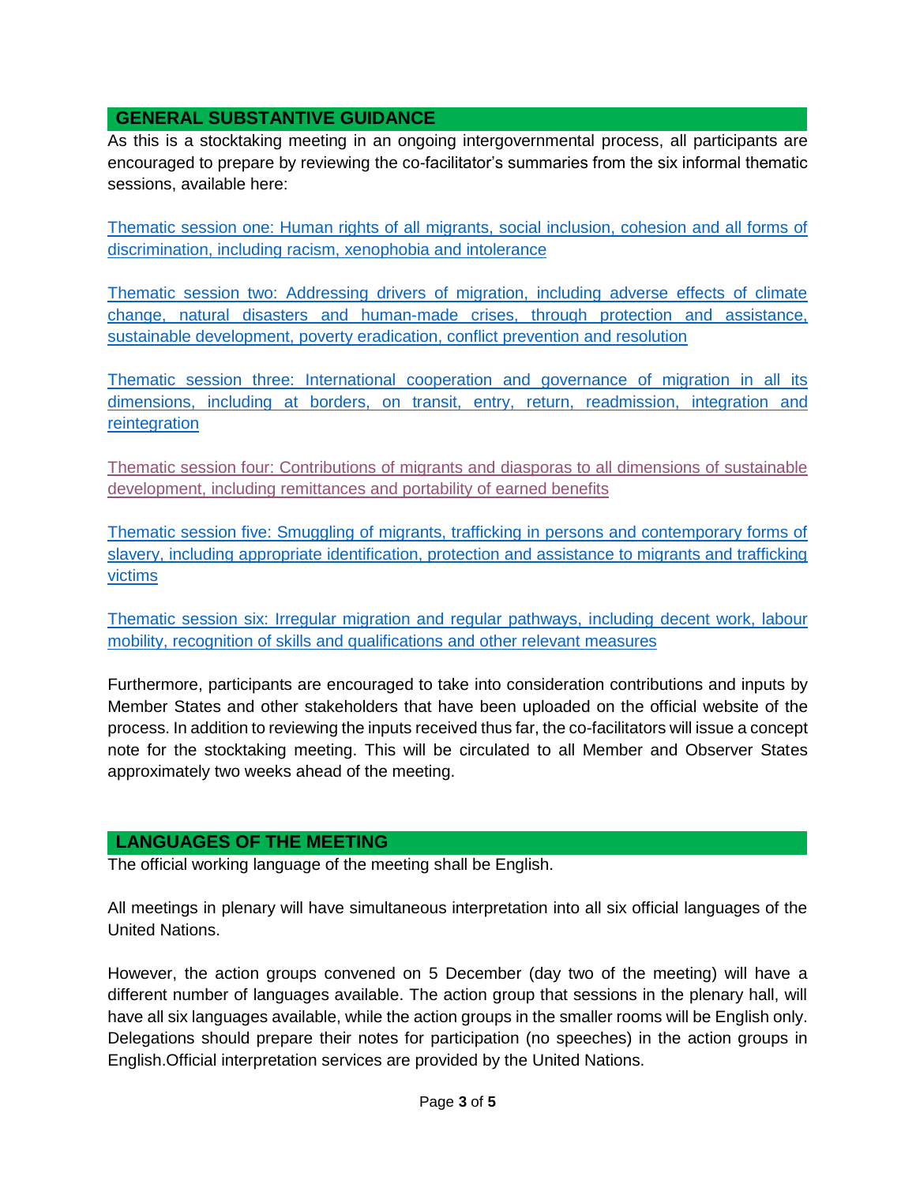## GENERAL SUBSTANTIVE GUIDANCE

As this is a stocktaking meeting in an ongoing intergovernmental process, all participants are encouraged to prepare by reviewing the co-facilitator's summaries from the six informal thematic sessions, available here:

Thematic session one: Human rights of all migrants, social inclusion, cohesion and all forms of discrimination, including racism, xenophobia and intolerance

Thematic session two: Addressing drivers of migration, including adverse effects of climate change, natural disasters and human-made crises, through protection and assistance, sustainable development, poverty eradication, conflict prevention and resolution

Thematic session three: International cooperation and governance of migration in all its dimensions, including at borders, on transit, entry, return, readmission, integration and reintegration

Thematic session four: Contributions of migrants and diasporas to all dimensions of sustainable development, including remittances and portability of earned benefits

Thematic session five: Smuggling of migrants, trafficking in persons and contemporary forms of slavery, including appropriate identification, protection and assistance to migrants and trafficking victims

Thematic session six: Irregular migration and regular pathways, including decent work, labour mobility, recognition of skills and qualifications and other relevant measures

Furthermore, participants are encouraged to take into consideration contributions and inputs by Member States and other stakeholders that have been uploaded on the official website of the process. In addition to reviewing the inputs received thus far, the co-facilitators will issue a concept note for the stocktaking meeting. This will be circulated to all Member and Observer States approximately two weeks ahead of the meeting.

## LANGUAGES OF THE MEETING

The official working language of the meeting shall be English.

All meetings in plenary will have simultaneous interpretation into all six official languages of the United Nations.

However, the action groups convened on 5 December (day two of the meeting) will have a different number of languages available. The action group that sessions in the plenary hall, will have all six languages available, while the action groups in the smaller rooms will be English only. Delegations should prepare their notes for participation (no speeches) in the action groups in English.Official interpretation services are provided by the United Nations.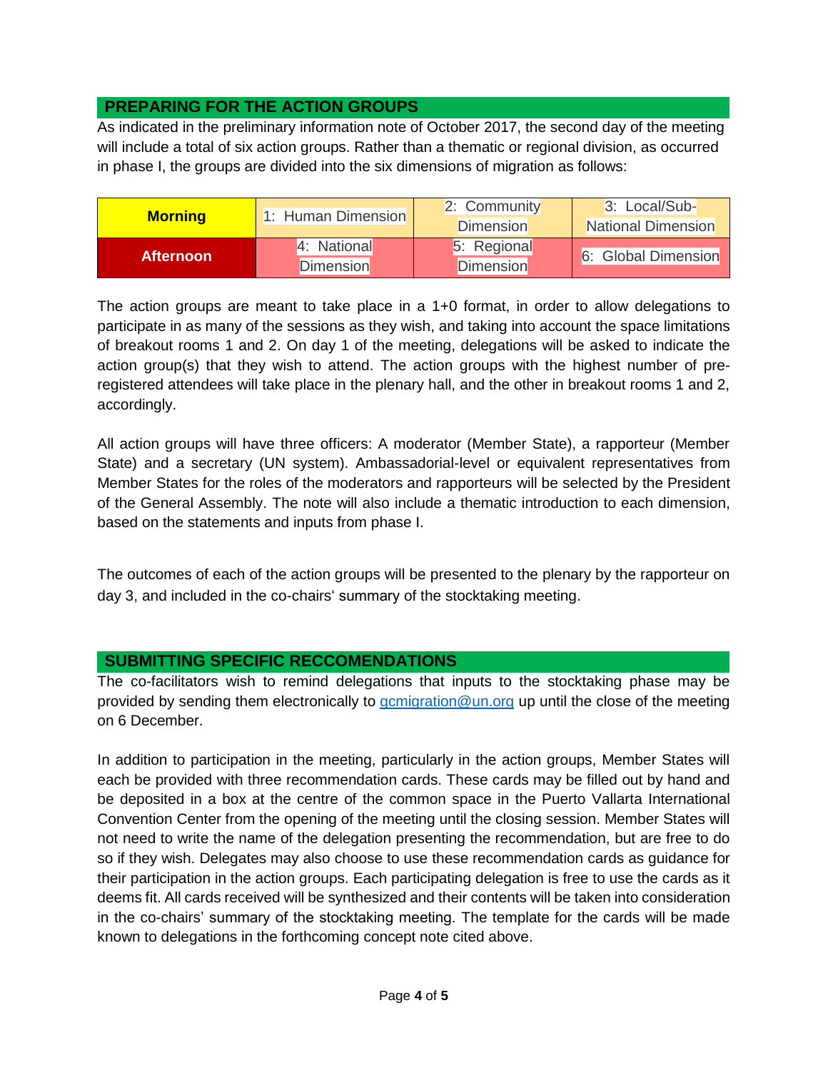## PREPARING FOR THE ACTION GROUPS

As indicated in the preliminary information note of October 2017, the second day of the meeting will include a total of six action groups. Rather than a thematic or regional division, as occurred in phase I, the groups are divided into the six dimensions of migration as follows:

| | | | |
|---|---|---|---|
| **Morning** | 1: Human Dimension | 2: Community Dimension | 3: Local/Sub-National Dimension |
| **Afternoon** | 4: National Dimension | 5: Regional Dimension | 6: Global Dimension |

The action groups are meant to take place in a 1+0 format, in order to allow delegations to participate in as many of the sessions as they wish, and taking into account the space limitations of breakout rooms 1 and 2. On day 1 of the meeting, delegations will be asked to indicate the action group(s) that they wish to attend. The action groups with the highest number of pre-registered attendees will take place in the plenary hall, and the other in breakout rooms 1 and 2, accordingly.

All action groups will have three officers: A moderator (Member State), a rapporteur (Member State) and a secretary (UN system). Ambassadorial-level or equivalent representatives from Member States for the roles of the moderators and rapporteurs will be selected by the President of the General Assembly. The note will also include a thematic introduction to each dimension, based on the statements and inputs from phase I.

The outcomes of each of the action groups will be presented to the plenary by the rapporteur on day 3, and included in the co-chairs‘ summary of the stocktaking meeting.

## SUBMITTING SPECIFIC RECCOMENDATIONS

The co-facilitators wish to remind delegations that inputs to the stocktaking phase may be provided by sending them electronically to gcmigration@un.org up until the close of the meeting on 6 December.

In addition to participation in the meeting, particularly in the action groups, Member States will each be provided with three recommendation cards. These cards may be filled out by hand and be deposited in a box at the centre of the common space in the Puerto Vallarta International Convention Center from the opening of the meeting until the closing session. Member States will not need to write the name of the delegation presenting the recommendation, but are free to do so if they wish. Delegates may also choose to use these recommendation cards as guidance for their participation in the action groups. Each participating delegation is free to use the cards as it deems fit. All cards received will be synthesized and their contents will be taken into consideration in the co-chairs' summary of the stocktaking meeting. The template for the cards will be made known to delegations in the forthcoming concept note cited above.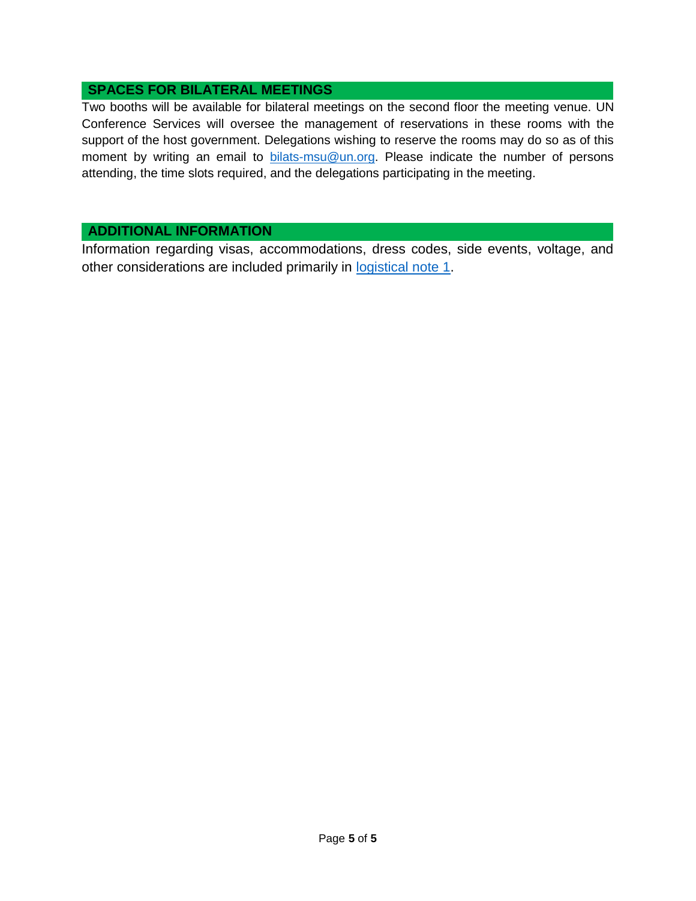## SPACES FOR BILATERAL MEETINGS

Two booths will be available for bilateral meetings on the second floor the meeting venue. UN Conference Services will oversee the management of reservations in these rooms with the support of the host government. Delegations wishing to reserve the rooms may do so as of this moment by writing an email to bilats-msu@un.org. Please indicate the number of persons attending, the time slots required, and the delegations participating in the meeting.

## ADDITIONAL INFORMATION

Information regarding visas, accommodations, dress codes, side events, voltage, and other considerations are included primarily in logistical note 1.